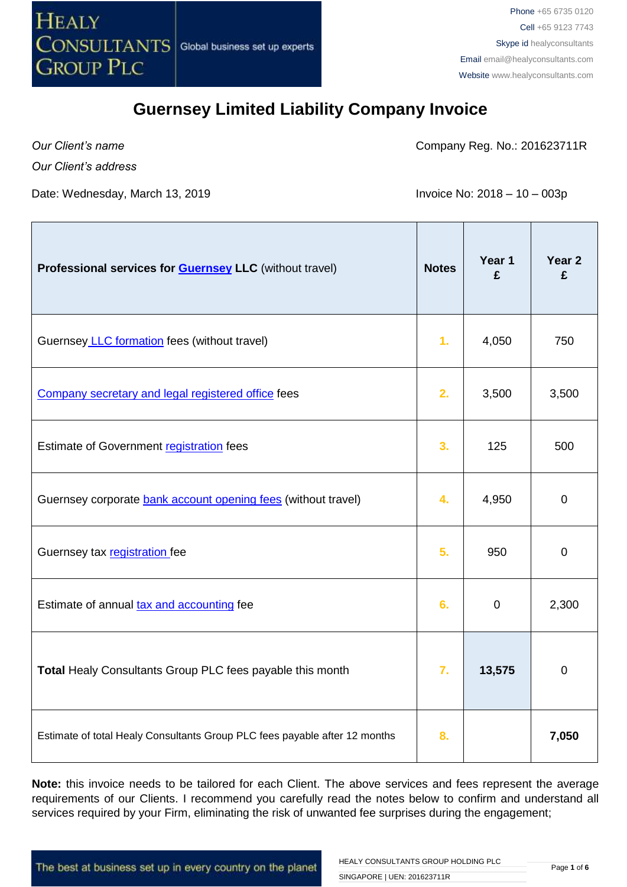HEALY CONSULTANTS GROUP PLC | Global business set up experts

Phone +65 6735 0120
Cell +65 9123 7743
Skype id healyconsultants
Email email@healyconsultants.com
Website www.healyconsultants.com

# Guernsey Limited Liability Company Invoice

*Our Client's name*
*Our Client's address*

Company Reg. No.: 201623711R

Date: Wednesday, March 13, 2019

Invoice No: 2018 – 10 – 003p

| **Professional services for Guernsey LLC** (without travel) | **Notes** | **Year 1 £** | **Year 2 £** |
|---|---|---|---|
| Guernsey LLC formation fees (without travel) | 1. | 4,050 | 750 |
| Company secretary and legal registered office fees | 2. | 3,500 | 3,500 |
| Estimate of Government registration fees | 3. | 125 | 500 |
| Guernsey corporate bank account opening fees (without travel) | 4. | 4,950 | 0 |
| Guernsey tax registration fee | 5. | 950 | 0 |
| Estimate of annual tax and accounting fee | 6. | 0 | 2,300 |
| **Total** Healy Consultants Group PLC fees payable this month | 7. | **13,575** | 0 |
| Estimate of total Healy Consultants Group PLC fees payable after 12 months | 8. | | **7,050** |

**Note:** this invoice needs to be tailored for each Client. The above services and fees represent the average requirements of our Clients. I recommend you carefully read the notes below to confirm and understand all services required by your Firm, eliminating the risk of unwanted fee surprises during the engagement;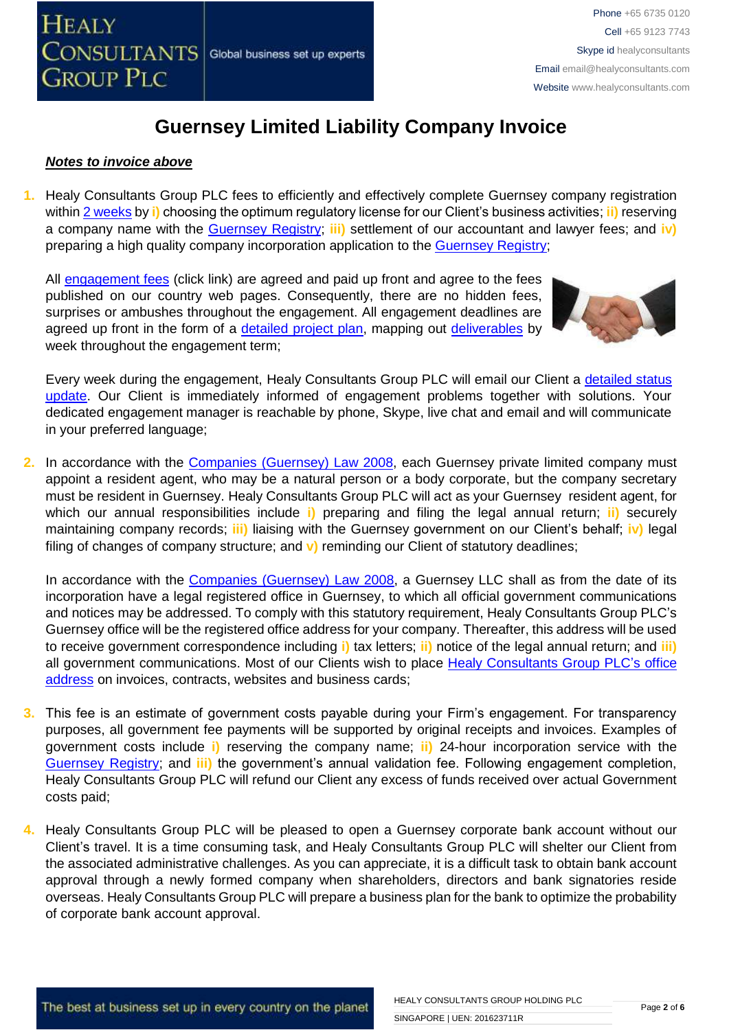# Guernsey Limited Liability Company Invoice

***Notes to invoice above***

1. Healy Consultants Group PLC fees to efficiently and effectively complete Guernsey company registration within 2 weeks by **i)** choosing the optimum regulatory license for our Client's business activities; **ii)** reserving a company name with the Guernsey Registry; **iii)** settlement of our accountant and lawyer fees; and **iv)** preparing a high quality company incorporation application to the Guernsey Registry;

   All engagement fees (click link) are agreed and paid up front and agree to the fees published on our country web pages. Consequently, there are no hidden fees, surprises or ambushes throughout the engagement. All engagement deadlines are agreed up front in the form of a detailed project plan, mapping out deliverables by week throughout the engagement term;

   Every week during the engagement, Healy Consultants Group PLC will email our Client a detailed status update. Our Client is immediately informed of engagement problems together with solutions. Your dedicated engagement manager is reachable by phone, Skype, live chat and email and will communicate in your preferred language;

2. In accordance with the Companies (Guernsey) Law 2008, each Guernsey private limited company must appoint a resident agent, who may be a natural person or a body corporate, but the company secretary must be resident in Guernsey. Healy Consultants Group PLC will act as your Guernsey resident agent, for which our annual responsibilities include **i)** preparing and filing the legal annual return; **ii)** securely maintaining company records; **iii)** liaising with the Guernsey government on our Client's behalf; **iv)** legal filing of changes of company structure; and **v)** reminding our Client of statutory deadlines;

   In accordance with the Companies (Guernsey) Law 2008, a Guernsey LLC shall as from the date of its incorporation have a legal registered office in Guernsey, to which all official government communications and notices may be addressed. To comply with this statutory requirement, Healy Consultants Group PLC's Guernsey office will be the registered office address for your company. Thereafter, this address will be used to receive government correspondence including **i)** tax letters; **ii)** notice of the legal annual return; and **iii)** all government communications. Most of our Clients wish to place Healy Consultants Group PLC's office address on invoices, contracts, websites and business cards;

3. This fee is an estimate of government costs payable during your Firm's engagement. For transparency purposes, all government fee payments will be supported by original receipts and invoices. Examples of government costs include **i)** reserving the company name; **ii)** 24-hour incorporation service with the Guernsey Registry; and **iii)** the government's annual validation fee. Following engagement completion, Healy Consultants Group PLC will refund our Client any excess of funds received over actual Government costs paid;

4. Healy Consultants Group PLC will be pleased to open a Guernsey corporate bank account without our Client's travel. It is a time consuming task, and Healy Consultants Group PLC will shelter our Client from the associated administrative challenges. As you can appreciate, it is a difficult task to obtain bank account approval through a newly formed company when shareholders, directors and bank signatories reside overseas. Healy Consultants Group PLC will prepare a business plan for the bank to optimize the probability of corporate bank account approval.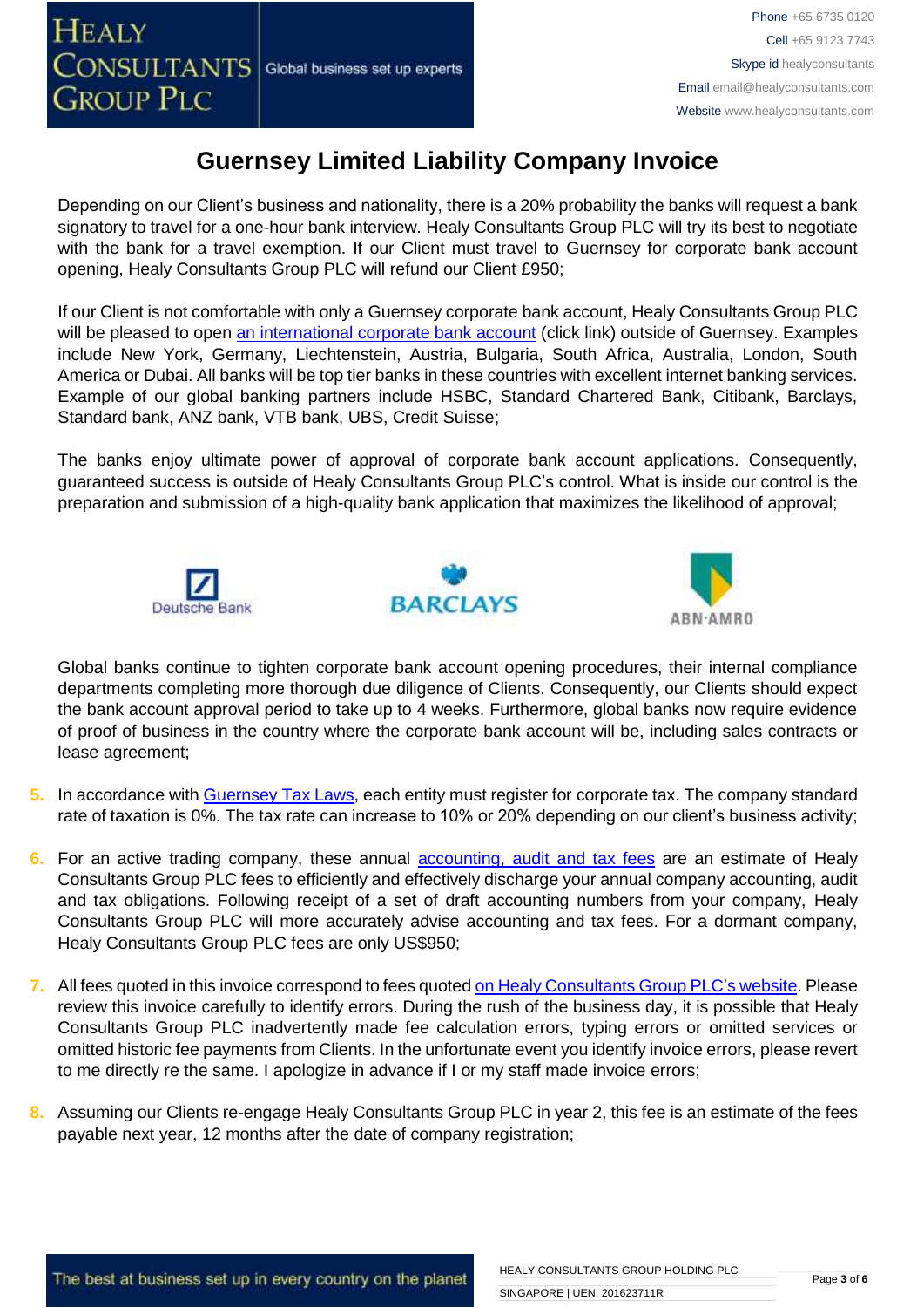# Guernsey Limited Liability Company Invoice

Depending on our Client's business and nationality, there is a 20% probability the banks will request a bank signatory to travel for a one-hour bank interview. Healy Consultants Group PLC will try its best to negotiate with the bank for a travel exemption. If our Client must travel to Guernsey for corporate bank account opening, Healy Consultants Group PLC will refund our Client £950;

If our Client is not comfortable with only a Guernsey corporate bank account, Healy Consultants Group PLC will be pleased to open an international corporate bank account (click link) outside of Guernsey. Examples include New York, Germany, Liechtenstein, Austria, Bulgaria, South Africa, Australia, London, South America or Dubai. All banks will be top tier banks in these countries with excellent internet banking services. Example of our global banking partners include HSBC, Standard Chartered Bank, Citibank, Barclays, Standard bank, ANZ bank, VTB bank, UBS, Credit Suisse;

The banks enjoy ultimate power of approval of corporate bank account applications. Consequently, guaranteed success is outside of Healy Consultants Group PLC's control. What is inside our control is the preparation and submission of a high-quality bank application that maximizes the likelihood of approval;

Global banks continue to tighten corporate bank account opening procedures, their internal compliance departments completing more thorough due diligence of Clients. Consequently, our Clients should expect the bank account approval period to take up to 4 weeks. Furthermore, global banks now require evidence of proof of business in the country where the corporate bank account will be, including sales contracts or lease agreement;

5. In accordance with Guernsey Tax Laws, each entity must register for corporate tax. The company standard rate of taxation is 0%. The tax rate can increase to 10% or 20% depending on our client's business activity;

6. For an active trading company, these annual accounting, audit and tax fees are an estimate of Healy Consultants Group PLC fees to efficiently and effectively discharge your annual company accounting, audit and tax obligations. Following receipt of a set of draft accounting numbers from your company, Healy Consultants Group PLC will more accurately advise accounting and tax fees. For a dormant company, Healy Consultants Group PLC fees are only US$950;

7. All fees quoted in this invoice correspond to fees quoted on Healy Consultants Group PLC's website. Please review this invoice carefully to identify errors. During the rush of the business day, it is possible that Healy Consultants Group PLC inadvertently made fee calculation errors, typing errors or omitted services or omitted historic fee payments from Clients. In the unfortunate event you identify invoice errors, please revert to me directly re the same. I apologize in advance if I or my staff made invoice errors;

8. Assuming our Clients re-engage Healy Consultants Group PLC in year 2, this fee is an estimate of the fees payable next year, 12 months after the date of company registration;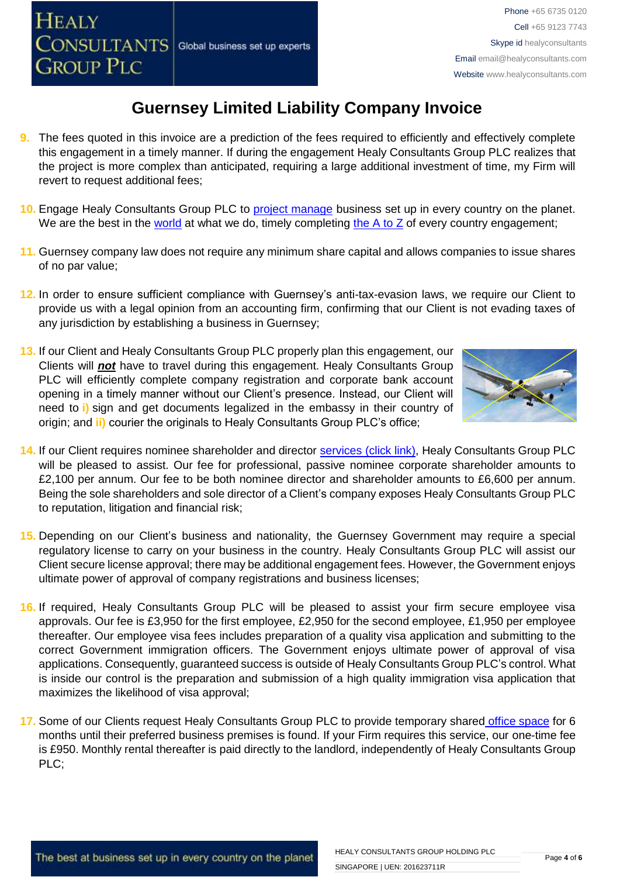# Guernsey Limited Liability Company Invoice

9. The fees quoted in this invoice are a prediction of the fees required to efficiently and effectively complete this engagement in a timely manner. If during the engagement Healy Consultants Group PLC realizes that the project is more complex than anticipated, requiring a large additional investment of time, my Firm will revert to request additional fees;

10. Engage Healy Consultants Group PLC to project manage business set up in every country on the planet. We are the best in the world at what we do, timely completing the A to Z of every country engagement;

11. Guernsey company law does not require any minimum share capital and allows companies to issue shares of no par value;

12. In order to ensure sufficient compliance with Guernsey's anti-tax-evasion laws, we require our Client to provide us with a legal opinion from an accounting firm, confirming that our Client is not evading taxes of any jurisdiction by establishing a business in Guernsey;

13. If our Client and Healy Consultants Group PLC properly plan this engagement, our Clients will ***not*** have to travel during this engagement. Healy Consultants Group PLC will efficiently complete company registration and corporate bank account opening in a timely manner without our Client's presence. Instead, our Client will need to **i)** sign and get documents legalized in the embassy in their country of origin; and **ii)** courier the originals to Healy Consultants Group PLC's office;

14. If our Client requires nominee shareholder and director services (click link), Healy Consultants Group PLC will be pleased to assist. Our fee for professional, passive nominee corporate shareholder amounts to £2,100 per annum. Our fee to be both nominee director and shareholder amounts to £6,600 per annum. Being the sole shareholders and sole director of a Client's company exposes Healy Consultants Group PLC to reputation, litigation and financial risk;

15. Depending on our Client's business and nationality, the Guernsey Government may require a special regulatory license to carry on your business in the country. Healy Consultants Group PLC will assist our Client secure license approval; there may be additional engagement fees. However, the Government enjoys ultimate power of approval of company registrations and business licenses;

16. If required, Healy Consultants Group PLC will be pleased to assist your firm secure employee visa approvals. Our fee is £3,950 for the first employee, £2,950 for the second employee, £1,950 per employee thereafter. Our employee visa fees includes preparation of a quality visa application and submitting to the correct Government immigration officers. The Government enjoys ultimate power of approval of visa applications. Consequently, guaranteed success is outside of Healy Consultants Group PLC's control. What is inside our control is the preparation and submission of a high quality immigration visa application that maximizes the likelihood of visa approval;

17. Some of our Clients request Healy Consultants Group PLC to provide temporary shared office space for 6 months until their preferred business premises is found. If your Firm requires this service, our one-time fee is £950. Monthly rental thereafter is paid directly to the landlord, independently of Healy Consultants Group PLC;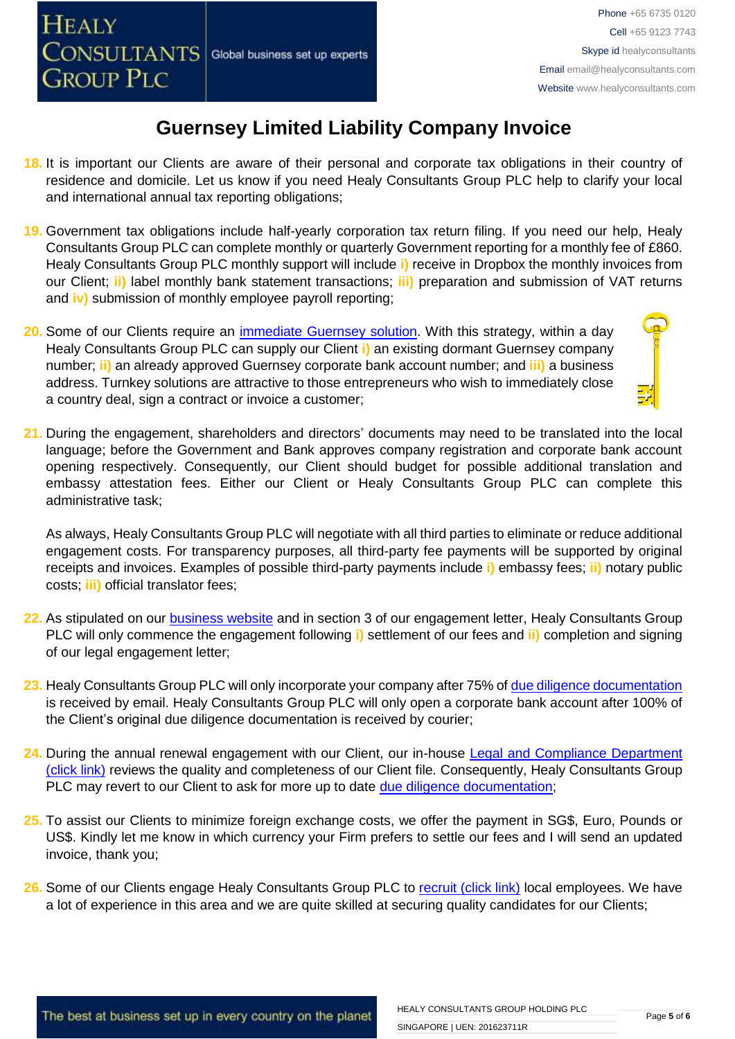# Guernsey Limited Liability Company Invoice

18. It is important our Clients are aware of their personal and corporate tax obligations in their country of residence and domicile. Let us know if you need Healy Consultants Group PLC help to clarify your local and international annual tax reporting obligations;

19. Government tax obligations include half-yearly corporation tax return filing. If you need our help, Healy Consultants Group PLC can complete monthly or quarterly Government reporting for a monthly fee of £860. Healy Consultants Group PLC monthly support will include i) receive in Dropbox the monthly invoices from our Client; ii) label monthly bank statement transactions; iii) preparation and submission of VAT returns and iv) submission of monthly employee payroll reporting;

20. Some of our Clients require an immediate Guernsey solution. With this strategy, within a day Healy Consultants Group PLC can supply our Client i) an existing dormant Guernsey company number; ii) an already approved Guernsey corporate bank account number; and iii) a business address. Turnkey solutions are attractive to those entrepreneurs who wish to immediately close a country deal, sign a contract or invoice a customer;

21. During the engagement, shareholders and directors' documents may need to be translated into the local language; before the Government and Bank approves company registration and corporate bank account opening respectively. Consequently, our Client should budget for possible additional translation and embassy attestation fees. Either our Client or Healy Consultants Group PLC can complete this administrative task;

    As always, Healy Consultants Group PLC will negotiate with all third parties to eliminate or reduce additional engagement costs. For transparency purposes, all third-party fee payments will be supported by original receipts and invoices. Examples of possible third-party payments include i) embassy fees; ii) notary public costs; iii) official translator fees;

22. As stipulated on our business website and in section 3 of our engagement letter, Healy Consultants Group PLC will only commence the engagement following i) settlement of our fees and ii) completion and signing of our legal engagement letter;

23. Healy Consultants Group PLC will only incorporate your company after 75% of due diligence documentation is received by email. Healy Consultants Group PLC will only open a corporate bank account after 100% of the Client's original due diligence documentation is received by courier;

24. During the annual renewal engagement with our Client, our in-house Legal and Compliance Department (click link) reviews the quality and completeness of our Client file. Consequently, Healy Consultants Group PLC may revert to our Client to ask for more up to date due diligence documentation;

25. To assist our Clients to minimize foreign exchange costs, we offer the payment in SG$, Euro, Pounds or US$. Kindly let me know in which currency your Firm prefers to settle our fees and I will send an updated invoice, thank you;

26. Some of our Clients engage Healy Consultants Group PLC to recruit (click link) local employees. We have a lot of experience in this area and we are quite skilled at securing quality candidates for our Clients;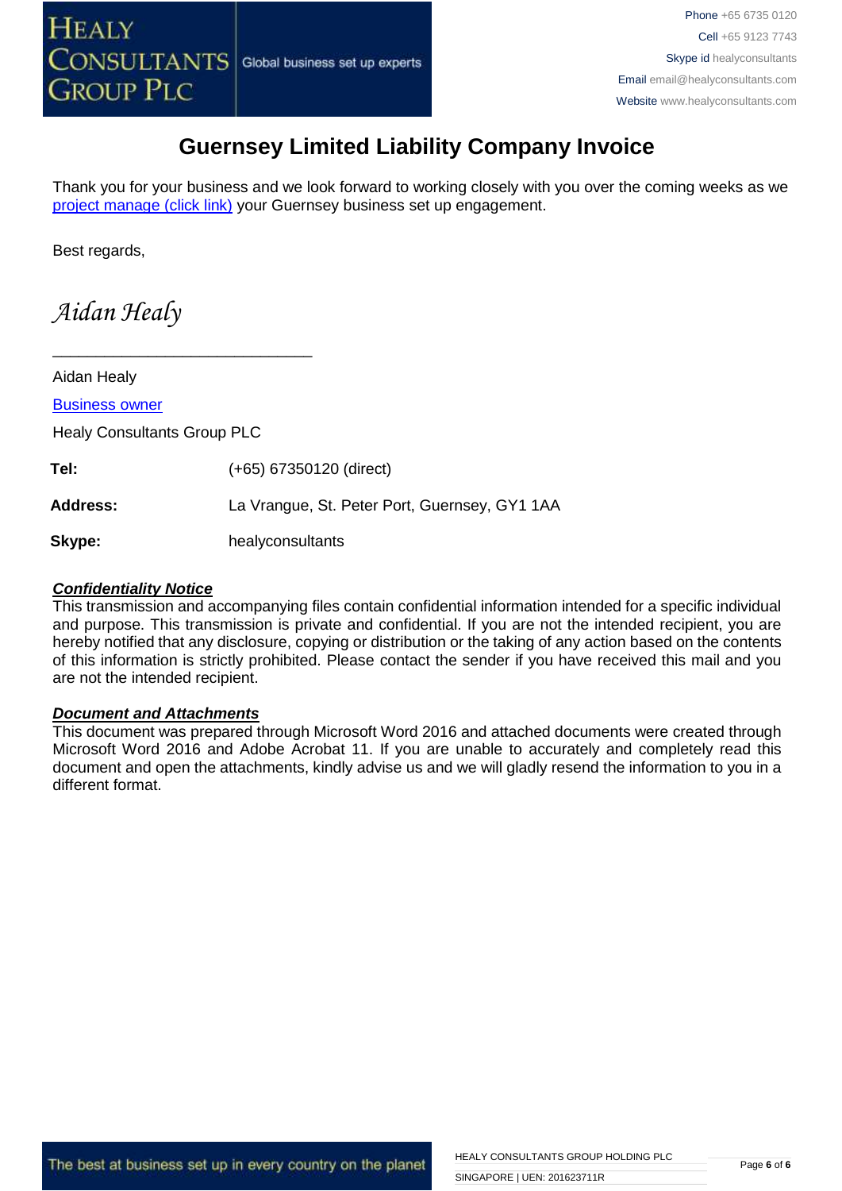# Guernsey Limited Liability Company Invoice

Thank you for your business and we look forward to working closely with you over the coming weeks as we [project manage (click link)]() your Guernsey business set up engagement.

Best regards,

*Aidan Healy*

______________________________

Aidan Healy

[Business owner]()

Healy Consultants Group PLC

| | |
|---|---|
| **Tel:** | (+65) 67350120 (direct) |
| **Address:** | La Vrangue, St. Peter Port, Guernsey, GY1 1AA |
| **Skype:** | healyconsultants |

***Confidentiality Notice***

This transmission and accompanying files contain confidential information intended for a specific individual and purpose. This transmission is private and confidential. If you are not the intended recipient, you are hereby notified that any disclosure, copying or distribution or the taking of any action based on the contents of this information is strictly prohibited. Please contact the sender if you have received this mail and you are not the intended recipient.

***Document and Attachments***

This document was prepared through Microsoft Word 2016 and attached documents were created through Microsoft Word 2016 and Adobe Acrobat 11. If you are unable to accurately and completely read this document and open the attachments, kindly advise us and we will gladly resend the information to you in a different format.